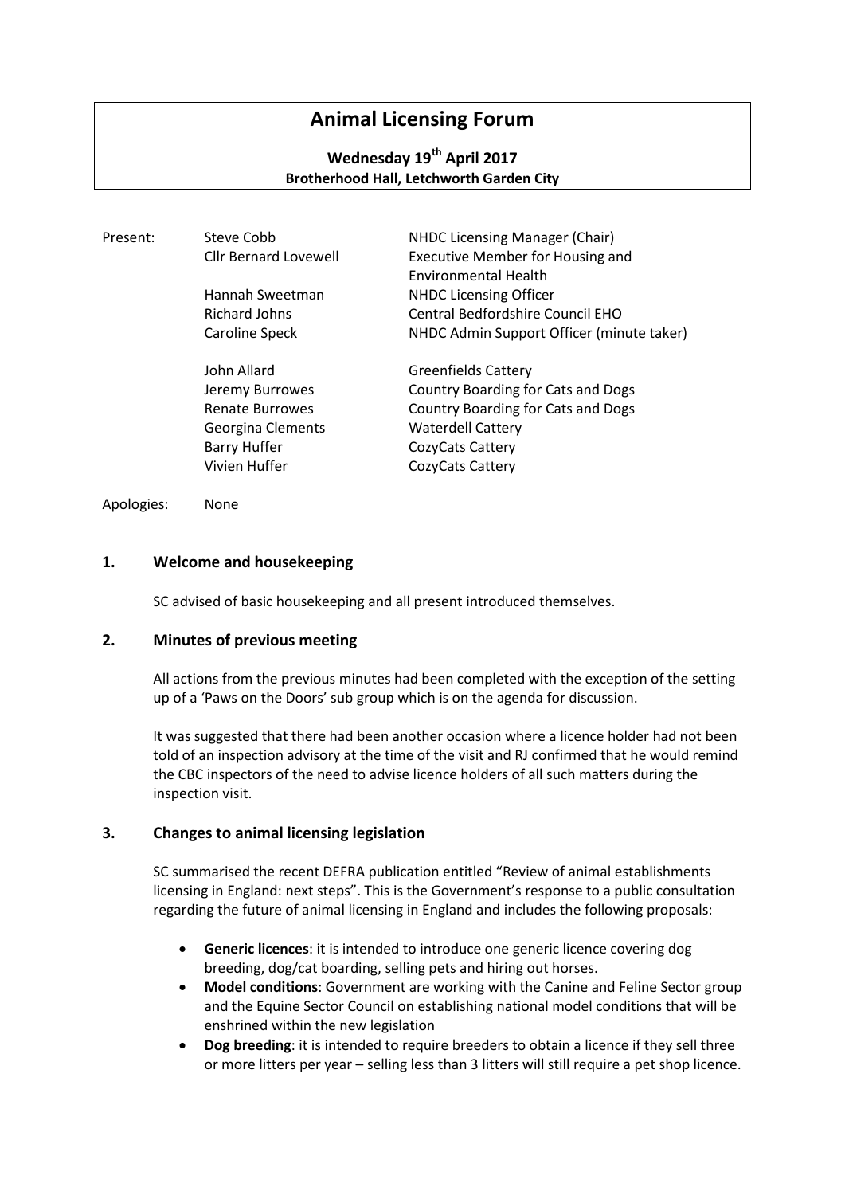# Animal Licensing Forum

**Wednesday 19th April 2017**
**Brotherhood Hall, Letchworth Garden City**

| Present: | | |
|---|---|---|
| | Steve Cobb | NHDC Licensing Manager (Chair) |
| | Cllr Bernard Lovewell | Executive Member for Housing and Environmental Health |
| | Hannah Sweetman | NHDC Licensing Officer |
| | Richard Johns | Central Bedfordshire Council EHO |
| | Caroline Speck | NHDC Admin Support Officer (minute taker) |
| | John Allard | Greenfields Cattery |
| | Jeremy Burrowes | Country Boarding for Cats and Dogs |
| | Renate Burrowes | Country Boarding for Cats and Dogs |
| | Georgina Clements | Waterdell Cattery |
| | Barry Huffer | CozyCats Cattery |
| | Vivien Huffer | CozyCats Cattery |

Apologies: None

## 1. Welcome and housekeeping

SC advised of basic housekeeping and all present introduced themselves.

## 2. Minutes of previous meeting

All actions from the previous minutes had been completed with the exception of the setting up of a 'Paws on the Doors' sub group which is on the agenda for discussion.

It was suggested that there had been another occasion where a licence holder had not been told of an inspection advisory at the time of the visit and RJ confirmed that he would remind the CBC inspectors of the need to advise licence holders of all such matters during the inspection visit.

## 3. Changes to animal licensing legislation

SC summarised the recent DEFRA publication entitled "Review of animal establishments licensing in England: next steps". This is the Government's response to a public consultation regarding the future of animal licensing in England and includes the following proposals:

- **Generic licences**: it is intended to introduce one generic licence covering dog breeding, dog/cat boarding, selling pets and hiring out horses.
- **Model conditions**: Government are working with the Canine and Feline Sector group and the Equine Sector Council on establishing national model conditions that will be enshrined within the new legislation
- **Dog breeding**: it is intended to require breeders to obtain a licence if they sell three or more litters per year – selling less than 3 litters will still require a pet shop licence.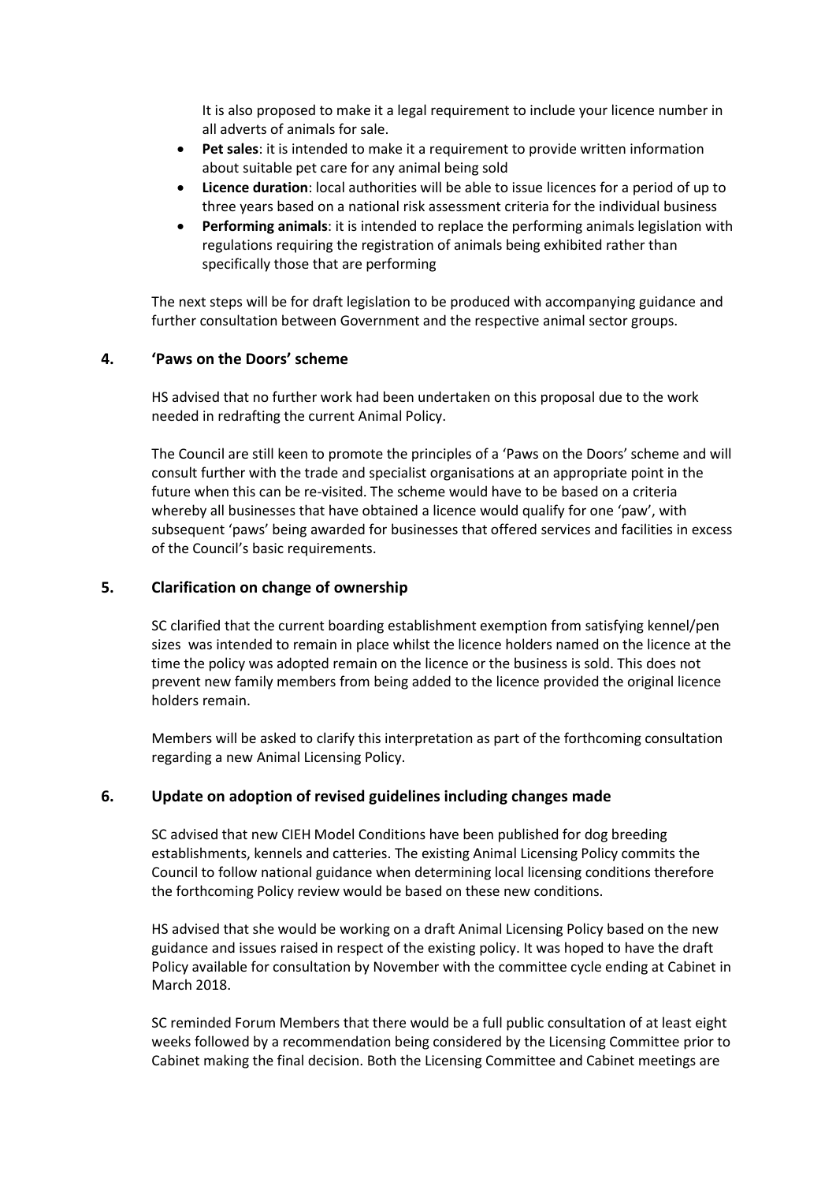It is also proposed to make it a legal requirement to include your licence number in all adverts of animals for sale.

- **Pet sales**: it is intended to make it a requirement to provide written information about suitable pet care for any animal being sold
- **Licence duration**: local authorities will be able to issue licences for a period of up to three years based on a national risk assessment criteria for the individual business
- **Performing animals**: it is intended to replace the performing animals legislation with regulations requiring the registration of animals being exhibited rather than specifically those that are performing

The next steps will be for draft legislation to be produced with accompanying guidance and further consultation between Government and the respective animal sector groups.

## 4. 'Paws on the Doors' scheme

HS advised that no further work had been undertaken on this proposal due to the work needed in redrafting the current Animal Policy.

The Council are still keen to promote the principles of a 'Paws on the Doors' scheme and will consult further with the trade and specialist organisations at an appropriate point in the future when this can be re-visited. The scheme would have to be based on a criteria whereby all businesses that have obtained a licence would qualify for one 'paw', with subsequent 'paws' being awarded for businesses that offered services and facilities in excess of the Council's basic requirements.

## 5. Clarification on change of ownership

SC clarified that the current boarding establishment exemption from satisfying kennel/pen sizes was intended to remain in place whilst the licence holders named on the licence at the time the policy was adopted remain on the licence or the business is sold. This does not prevent new family members from being added to the licence provided the original licence holders remain.

Members will be asked to clarify this interpretation as part of the forthcoming consultation regarding a new Animal Licensing Policy.

## 6. Update on adoption of revised guidelines including changes made

SC advised that new CIEH Model Conditions have been published for dog breeding establishments, kennels and catteries. The existing Animal Licensing Policy commits the Council to follow national guidance when determining local licensing conditions therefore the forthcoming Policy review would be based on these new conditions.

HS advised that she would be working on a draft Animal Licensing Policy based on the new guidance and issues raised in respect of the existing policy. It was hoped to have the draft Policy available for consultation by November with the committee cycle ending at Cabinet in March 2018.

SC reminded Forum Members that there would be a full public consultation of at least eight weeks followed by a recommendation being considered by the Licensing Committee prior to Cabinet making the final decision. Both the Licensing Committee and Cabinet meetings are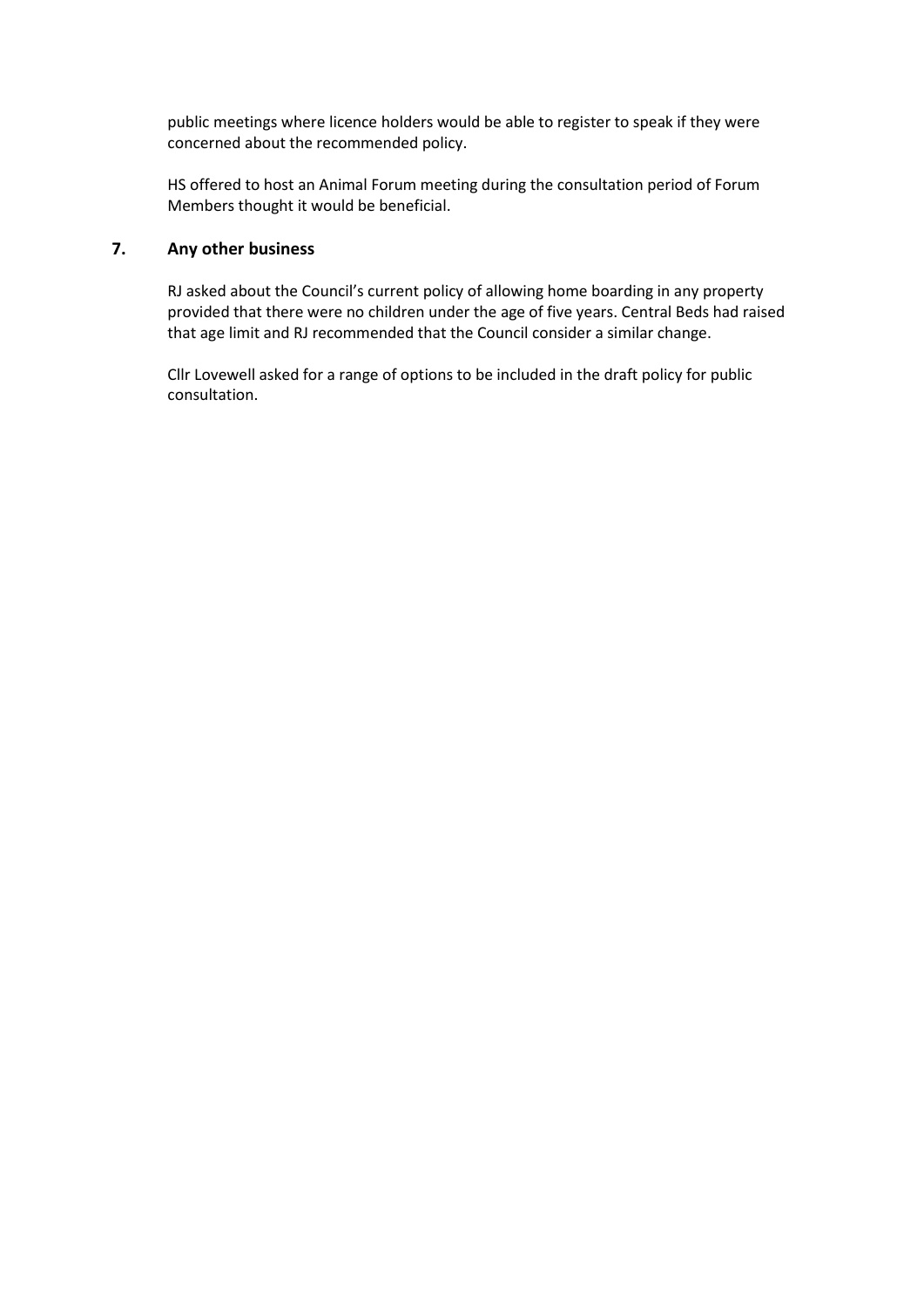public meetings where licence holders would be able to register to speak if they were concerned about the recommended policy.

HS offered to host an Animal Forum meeting during the consultation period of Forum Members thought it would be beneficial.

## 7. Any other business

RJ asked about the Council's current policy of allowing home boarding in any property provided that there were no children under the age of five years. Central Beds had raised that age limit and RJ recommended that the Council consider a similar change.

Cllr Lovewell asked for a range of options to be included in the draft policy for public consultation.